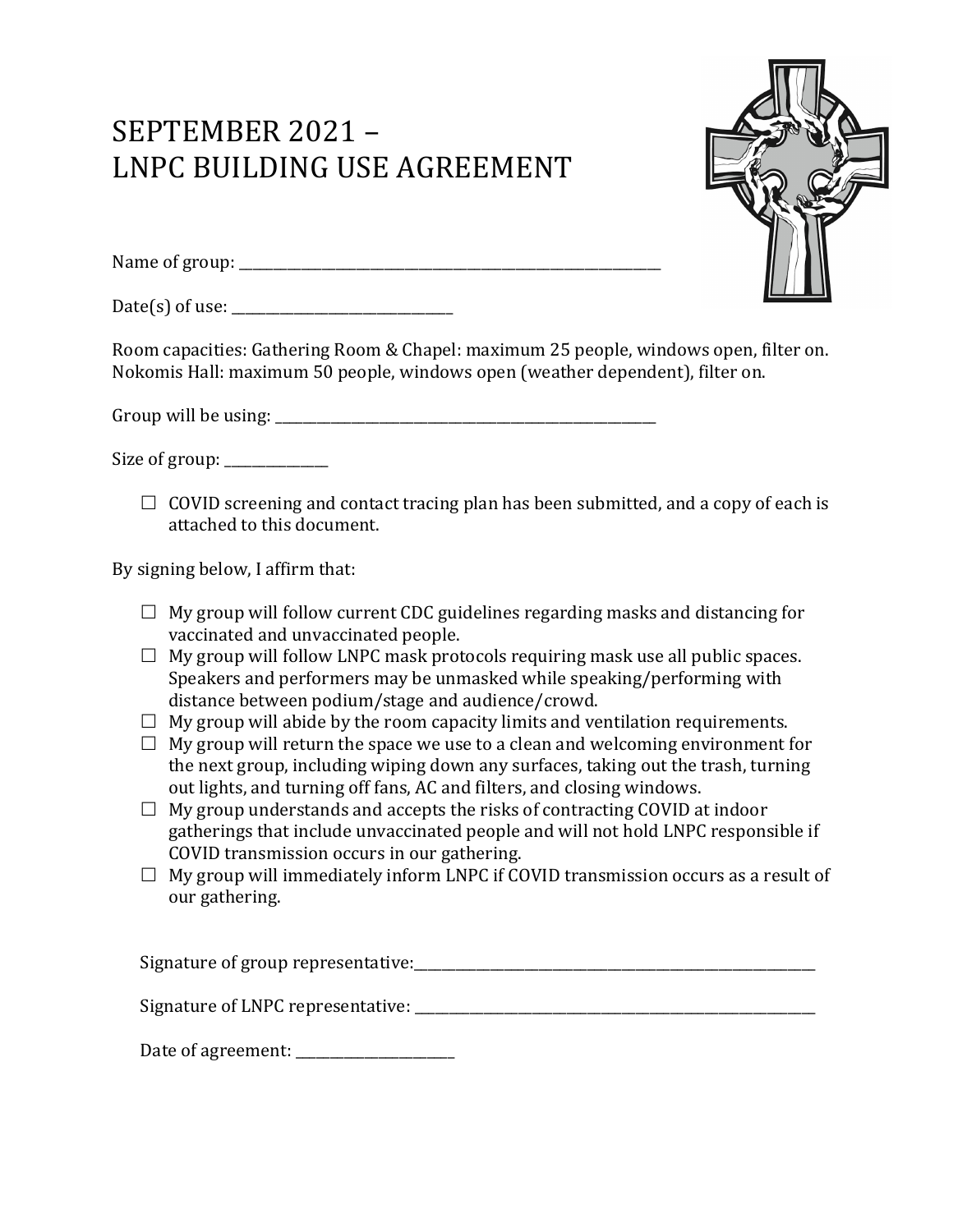# SEPTEMBER 2021 – LNPC BUILDING USE AGREEMENT

Name of group: ______________________________________________

Date(s) of use: ______________________

Room capacities: Gathering Room & Chapel: maximum 25 people, windows open, filter on.
Nokomis Hall: maximum 50 people, windows open (weather dependent), filter on.

Group will be using: ________________________________________

Size of group: __________

- ☐ COVID screening and contact tracing plan has been submitted, and a copy of each is attached to this document.

By signing below, I affirm that:

- ☐ My group will follow current CDC guidelines regarding masks and distancing for vaccinated and unvaccinated people.
- ☐ My group will follow LNPC mask protocols requiring mask use all public spaces. Speakers and performers may be unmasked while speaking/performing with distance between podium/stage and audience/crowd.
- ☐ My group will abide by the room capacity limits and ventilation requirements.
- ☐ My group will return the space we use to a clean and welcoming environment for the next group, including wiping down any surfaces, taking out the trash, turning out lights, and turning off fans, AC and filters, and closing windows.
- ☐ My group understands and accepts the risks of contracting COVID at indoor gatherings that include unvaccinated people and will not hold LNPC responsible if COVID transmission occurs in our gathering.
- ☐ My group will immediately inform LNPC if COVID transmission occurs as a result of our gathering.

Signature of group representative:_________________________________________

Signature of LNPC representative: _________________________________________

Date of agreement: ________________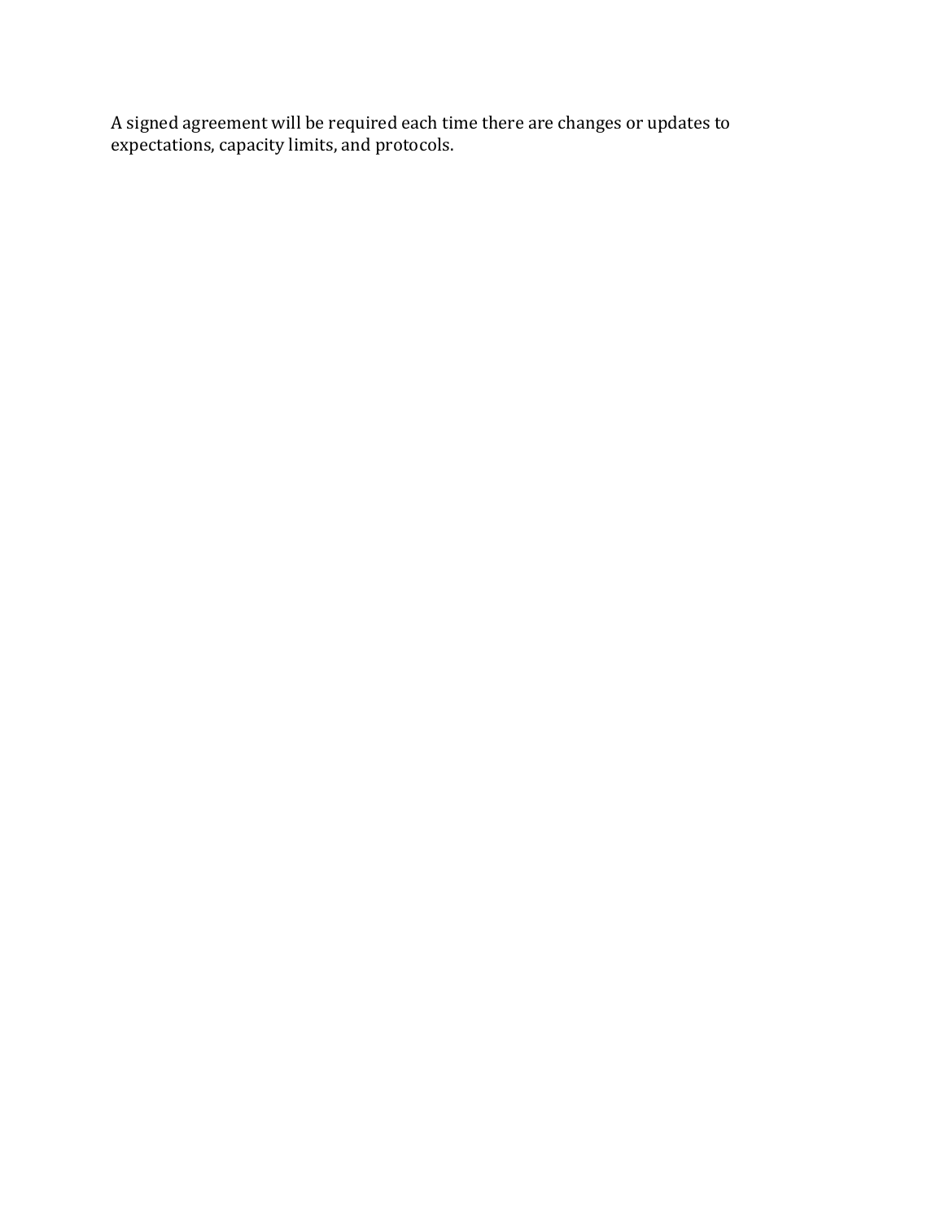A signed agreement will be required each time there are changes or updates to expectations, capacity limits, and protocols.